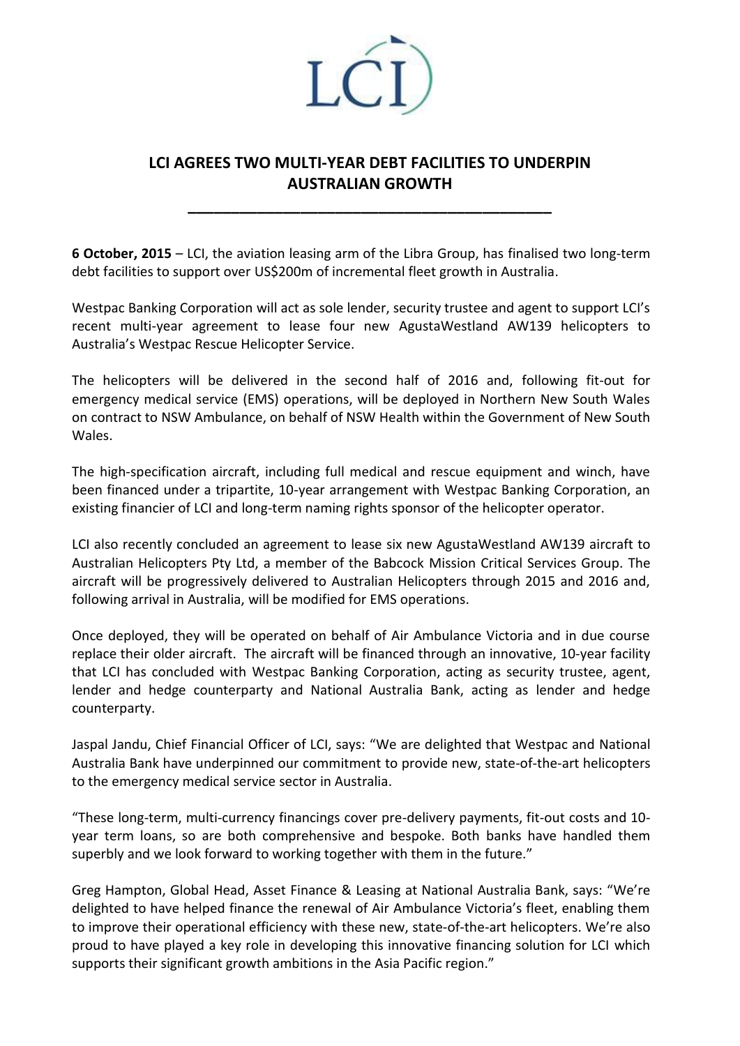LCI

# LCI AGREES TWO MULTI-YEAR DEBT FACILITIES TO UNDERPIN AUSTRALIAN GROWTH

**6 October, 2015** – LCI, the aviation leasing arm of the Libra Group, has finalised two long-term debt facilities to support over US$200m of incremental fleet growth in Australia.

Westpac Banking Corporation will act as sole lender, security trustee and agent to support LCI's recent multi-year agreement to lease four new AgustaWestland AW139 helicopters to Australia's Westpac Rescue Helicopter Service.

The helicopters will be delivered in the second half of 2016 and, following fit-out for emergency medical service (EMS) operations, will be deployed in Northern New South Wales on contract to NSW Ambulance, on behalf of NSW Health within the Government of New South Wales.

The high-specification aircraft, including full medical and rescue equipment and winch, have been financed under a tripartite, 10-year arrangement with Westpac Banking Corporation, an existing financier of LCI and long-term naming rights sponsor of the helicopter operator.

LCI also recently concluded an agreement to lease six new AgustaWestland AW139 aircraft to Australian Helicopters Pty Ltd, a member of the Babcock Mission Critical Services Group. The aircraft will be progressively delivered to Australian Helicopters through 2015 and 2016 and, following arrival in Australia, will be modified for EMS operations.

Once deployed, they will be operated on behalf of Air Ambulance Victoria and in due course replace their older aircraft. The aircraft will be financed through an innovative, 10-year facility that LCI has concluded with Westpac Banking Corporation, acting as security trustee, agent, lender and hedge counterparty and National Australia Bank, acting as lender and hedge counterparty.

Jaspal Jandu, Chief Financial Officer of LCI, says: "We are delighted that Westpac and National Australia Bank have underpinned our commitment to provide new, state-of-the-art helicopters to the emergency medical service sector in Australia.

"These long-term, multi-currency financings cover pre-delivery payments, fit-out costs and 10-year term loans, so are both comprehensive and bespoke. Both banks have handled them superbly and we look forward to working together with them in the future."

Greg Hampton, Global Head, Asset Finance & Leasing at National Australia Bank, says: "We're delighted to have helped finance the renewal of Air Ambulance Victoria's fleet, enabling them to improve their operational efficiency with these new, state-of-the-art helicopters. We're also proud to have played a key role in developing this innovative financing solution for LCI which supports their significant growth ambitions in the Asia Pacific region."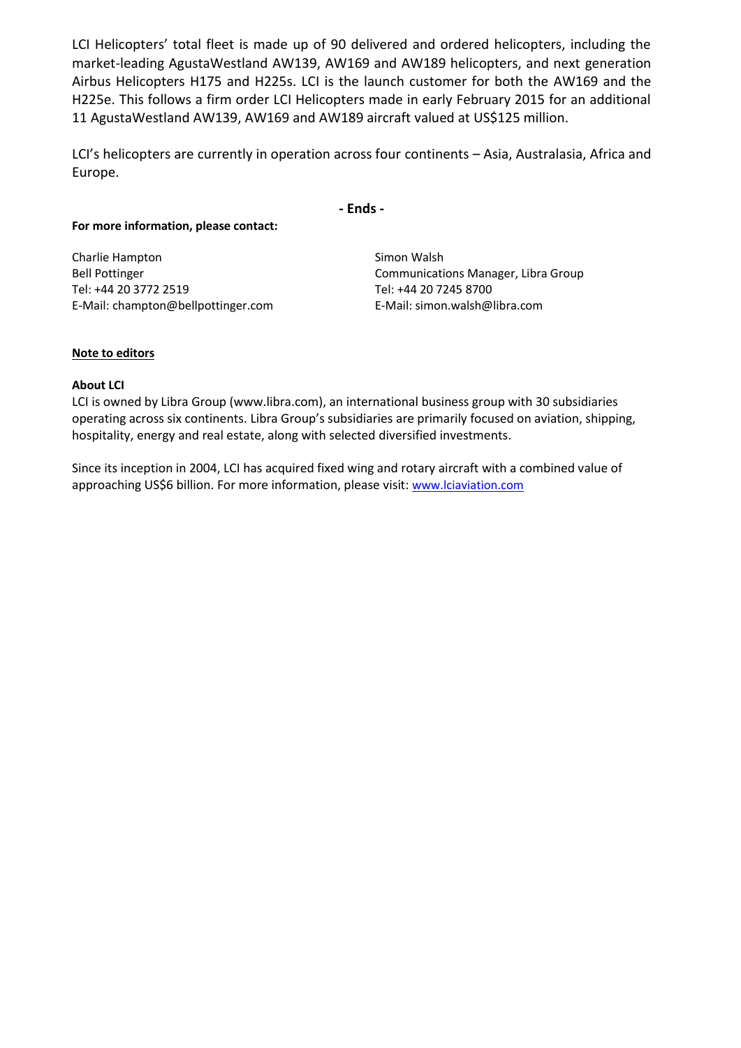LCI Helicopters' total fleet is made up of 90 delivered and ordered helicopters, including the market-leading AgustaWestland AW139, AW169 and AW189 helicopters, and next generation Airbus Helicopters H175 and H225s. LCI is the launch customer for both the AW169 and the H225e. This follows a firm order LCI Helicopters made in early February 2015 for an additional 11 AgustaWestland AW139, AW169 and AW189 aircraft valued at US$125 million.

LCI's helicopters are currently in operation across four continents – Asia, Australasia, Africa and Europe.

**- Ends -**

**For more information, please contact:**

Charlie Hampton
Bell Pottinger
Tel: +44 20 3772 2519
E-Mail: champton@bellpottinger.com

Simon Walsh
Communications Manager, Libra Group
Tel: +44 20 7245 8700
E-Mail: simon.walsh@libra.com

**Note to editors**

**About LCI**

LCI is owned by Libra Group (www.libra.com), an international business group with 30 subsidiaries operating across six continents. Libra Group's subsidiaries are primarily focused on aviation, shipping, hospitality, energy and real estate, along with selected diversified investments.

Since its inception in 2004, LCI has acquired fixed wing and rotary aircraft with a combined value of approaching US$6 billion. For more information, please visit: www.lciaviation.com